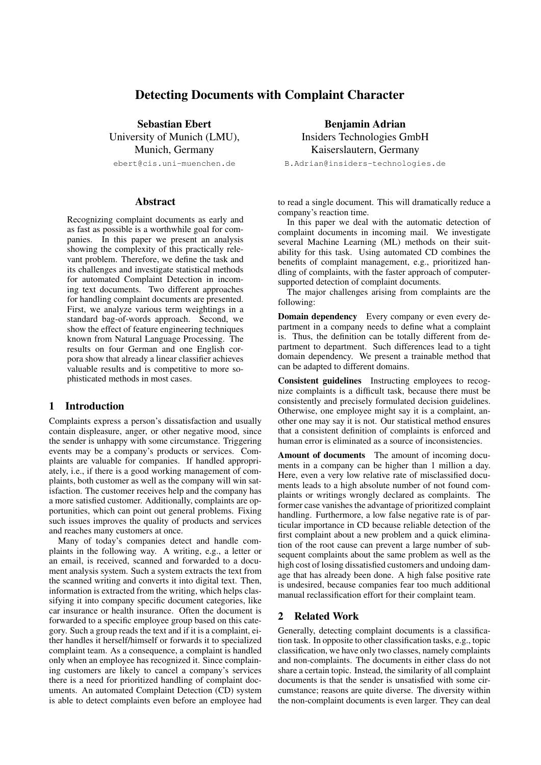# Detecting Documents with Complaint Character

**Sebastian Ebert**
University of Munich (LMU),
Munich, Germany
ebert@cis.uni-muenchen.de

**Benjamin Adrian**
Insiders Technologies GmbH
Kaiserslautern, Germany
B.Adrian@insiders-technologies.de

## Abstract

Recognizing complaint documents as early and as fast as possible is a worthwhile goal for companies. In this paper we present an analysis showing the complexity of this practically relevant problem. Therefore, we define the task and its challenges and investigate statistical methods for automated Complaint Detection in incoming text documents. Two different approaches for handling complaint documents are presented. First, we analyze various term weightings in a standard bag-of-words approach. Second, we show the effect of feature engineering techniques known from Natural Language Processing. The results on four German and one English corpora show that already a linear classifier achieves valuable results and is competitive to more sophisticated methods in most cases.

## 1 Introduction

Complaints express a person's dissatisfaction and usually contain displeasure, anger, or other negative mood, since the sender is unhappy with some circumstance. Triggering events may be a company's products or services. Complaints are valuable for companies. If handled appropriately, i.e., if there is a good working management of complaints, both customer as well as the company will win satisfaction. The customer receives help and the company has a more satisfied customer. Additionally, complaints are opportunities, which can point out general problems. Fixing such issues improves the quality of products and services and reaches many customers at once.

Many of today's companies detect and handle complaints in the following way. A writing, e.g., a letter or an email, is received, scanned and forwarded to a document analysis system. Such a system extracts the text from the scanned writing and converts it into digital text. Then, information is extracted from the writing, which helps classifying it into company specific document categories, like car insurance or health insurance. Often the document is forwarded to a specific employee group based on this category. Such a group reads the text and if it is a complaint, either handles it herself/himself or forwards it to specialized complaint team. As a consequence, a complaint is handled only when an employee has recognized it. Since complaining customers are likely to cancel a company's services there is a need for prioritized handling of complaint documents. An automated Complaint Detection (CD) system is able to detect complaints even before an employee had to read a single document. This will dramatically reduce a company's reaction time.

In this paper we deal with the automatic detection of complaint documents in incoming mail. We investigate several Machine Learning (ML) methods on their suitability for this task. Using automated CD combines the benefits of complaint management, e.g., prioritized handling of complaints, with the faster approach of computer-supported detection of complaint documents.

The major challenges arising from complaints are the following:

**Domain dependency** Every company or even every department in a company needs to define what a complaint is. Thus, the definition can be totally different from department to department. Such differences lead to a tight domain dependency. We present a trainable method that can be adapted to different domains.

**Consistent guidelines** Instructing employees to recognize complaints is a difficult task, because there must be consistently and precisely formulated decision guidelines. Otherwise, one employee might say it is a complaint, another one may say it is not. Our statistical method ensures that a consistent definition of complaints is enforced and human error is eliminated as a source of inconsistencies.

**Amount of documents** The amount of incoming documents in a company can be higher than 1 million a day. Here, even a very low relative rate of misclassified documents leads to a high absolute number of not found complaints or writings wrongly declared as complaints. The former case vanishes the advantage of prioritized complaint handling. Furthermore, a low false negative rate is of particular importance in CD because reliable detection of the first complaint about a new problem and a quick elimination of the root cause can prevent a large number of subsequent complaints about the same problem as well as the high cost of losing dissatisfied customers and undoing damage that has already been done. A high false positive rate is undesired, because companies fear too much additional manual reclassification effort for their complaint team.

## 2 Related Work

Generally, detecting complaint documents is a classification task. In opposite to other classification tasks, e.g., topic classification, we have only two classes, namely complaints and non-complaints. The documents in either class do not share a certain topic. Instead, the similarity of all complaint documents is that the sender is unsatisfied with some circumstance; reasons are quite diverse. The diversity within the non-complaint documents is even larger. They can deal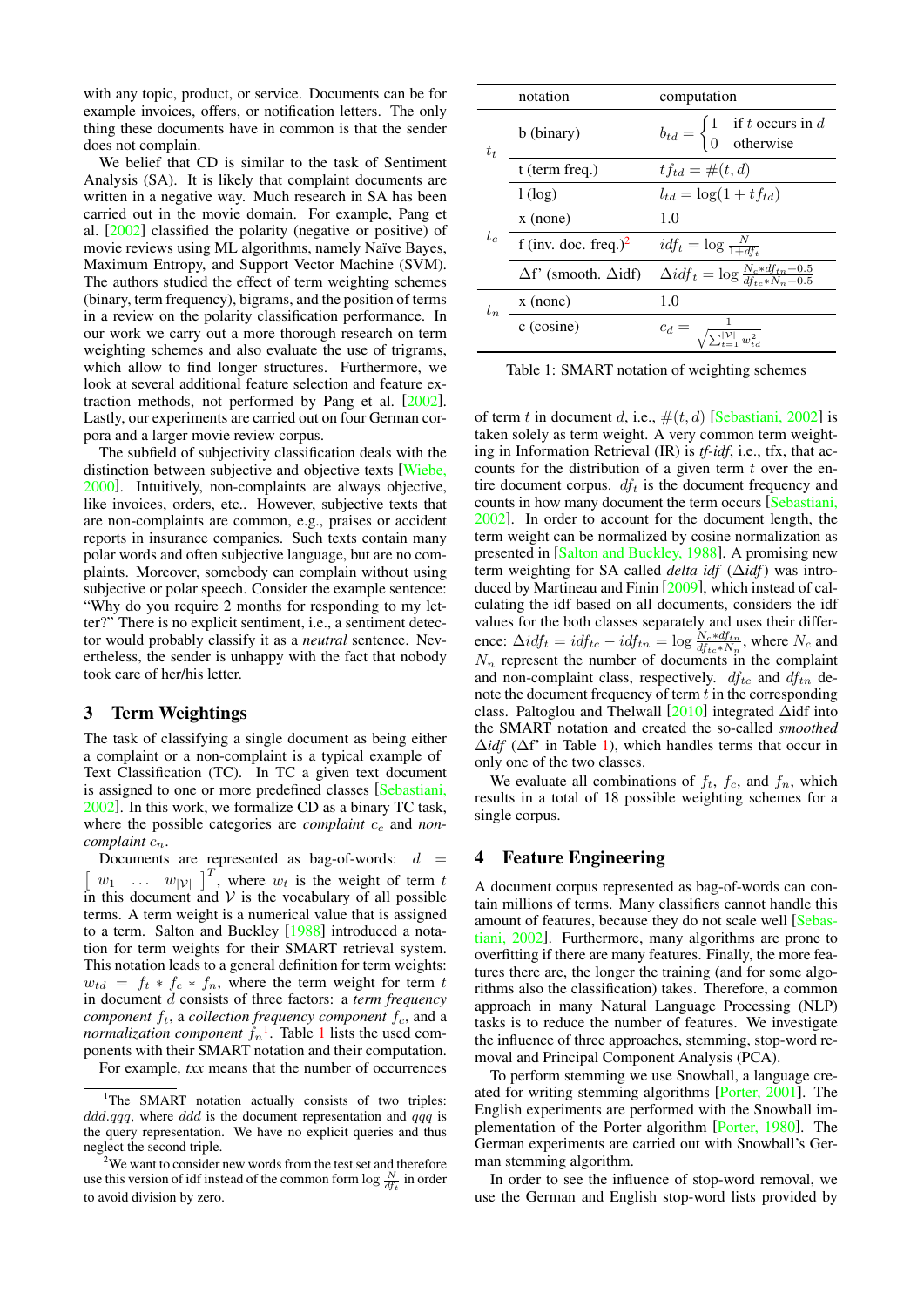with any topic, product, or service. Documents can be for example invoices, offers, or notification letters. The only thing these documents have in common is that the sender does not complain.

We belief that CD is similar to the task of Sentiment Analysis (SA). It is likely that complaint documents are written in a negative way. Much research in SA has been carried out in the movie domain. For example, Pang et al. [2002] classified the polarity (negative or positive) of movie reviews using ML algorithms, namely Naïve Bayes, Maximum Entropy, and Support Vector Machine (SVM). The authors studied the effect of term weighting schemes (binary, term frequency), bigrams, and the position of terms in a review on the polarity classification performance. In our work we carry out a more thorough research on term weighting schemes and also evaluate the use of trigrams, which allow to find longer structures. Furthermore, we look at several additional feature selection and feature extraction methods, not performed by Pang et al. [2002]. Lastly, our experiments are carried out on four German corpora and a larger movie review corpus.

The subfield of subjectivity classification deals with the distinction between subjective and objective texts [Wiebe, 2000]. Intuitively, non-complaints are always objective, like invoices, orders, etc.. However, subjective texts that are non-complaints are common, e.g., praises or accident reports in insurance companies. Such texts contain many polar words and often subjective language, but are no complaints. Moreover, somebody can complain without using subjective or polar speech. Consider the example sentence: "Why do you require 2 months for responding to my letter?" There is no explicit sentiment, i.e., a sentiment detector would probably classify it as a *neutral* sentence. Nevertheless, the sender is unhappy with the fact that nobody took care of her/his letter.

## 3 Term Weightings

The task of classifying a single document as being either a complaint or a non-complaint is a typical example of Text Classification (TC). In TC a given text document is assigned to one or more predefined classes [Sebastiani, 2002]. In this work, we formalize CD as a binary TC task, where the possible categories are *complaint* $c_c$ and *non-complaint* $c_n$.

Documents are represented as bag-of-words: $d = \begin{bmatrix} w_1 & \dots & w_{|\mathcal{V}|} \end{bmatrix}^T$, where $w_t$ is the weight of term $t$ in this document and $\mathcal{V}$ is the vocabulary of all possible terms. A term weight is a numerical value that is assigned to a term. Salton and Buckley [1988] introduced a notation for term weights for their SMART retrieval system. This notation leads to a general definition for term weights: $w_{td} = f_t * f_c * f_n$, where the term weight for term $t$ in document $d$ consists of three factors: a *term frequency component* $f_t$, a *collection frequency component* $f_c$, and a *normalization component* $f_n$[1]. Table 1 lists the used components with their SMART notation and their computation.

For example, *txx* means that the number of occurrences of term $t$ in document $d$, i.e., $\#(t, d)$ [Sebastiani, 2002] is taken solely as term weight. A very common term weighting in Information Retrieval (IR) is *tf-idf*, i.e., tfx, that accounts for the distribution of a given term $t$ over the entire document corpus. $df_t$ is the document frequency and counts in how many document the term occurs [Sebastiani, 2002]. In order to account for the document length, the term weight can be normalized by cosine normalization as presented in [Salton and Buckley, 1988]. A promising new term weighting for SA called *delta idf* ($\Delta$*idf*) was introduced by Martineau and Finin [2009], which instead of calculating the idf based on all documents, considers the idf values for the both classes separately and uses their difference: $\Delta idf_t = idf_{tc} - idf_{tn} = \log \frac{N_c * df_{tn}}{df_{tc} * N_n}$, where $N_c$ and $N_n$ represent the number of documents in the complaint and non-complaint class, respectively. $df_{tc}$ and $df_{tn}$ denote the document frequency of term $t$ in the corresponding class. Paltoglou and Thelwall [2010] integrated $\Delta$idf into the SMART notation and created the so-called *smoothed* $\Delta$*idf* ($\Delta$f' in Table 1), which handles terms that occur in only one of the two classes.

| | notation | computation |
|---|---|---|
| $t_t$ | b (binary) | $b_{td} = \begin{cases} 1 & \text{if } t \text{ occurs in } d \\ 0 & \text{otherwise} \end{cases}$ |
| | t (term freq.) | $tf_{td} = \#(t, d)$ |
| | l (log) | $l_{td} = \log(1 + tf_{td})$ |
| $t_c$ | x (none) | 1.0 |
| | f (inv. doc. freq.)[2] | $idf_t = \log \frac{N}{1+df_t}$ |
| | $\Delta$f' (smooth. $\Delta$idf) | $\Delta idf_t = \log \frac{N_c * df_{tn} + 0.5}{df_{tc} * N_n + 0.5}$ |
| $t_n$ | x (none) | 1.0 |
| | c (cosine) | $c_d = \frac{1}{\sqrt{\sum_{t=1}^{\|\mathcal{V}\|} w_{td}^2}}$ |

Table 1: SMART notation of weighting schemes

We evaluate all combinations of $f_t$, $f_c$, and $f_n$, which results in a total of 18 possible weighting schemes for a single corpus.

## 4 Feature Engineering

A document corpus represented as bag-of-words can contain millions of terms. Many classifiers cannot handle this amount of features, because they do not scale well [Sebastiani, 2002]. Furthermore, many algorithms are prone to overfitting if there are many features. Finally, the more features there are, the longer the training (and for some algorithms also the classification) takes. Therefore, a common approach in many Natural Language Processing (NLP) tasks is to reduce the number of features. We investigate the influence of three approaches, stemming, stop-word removal and Principal Component Analysis (PCA).

To perform stemming we use Snowball, a language created for writing stemming algorithms [Porter, 2001]. The English experiments are performed with the Snowball implementation of the Porter algorithm [Porter, 1980]. The German experiments are carried out with Snowball's German stemming algorithm.

In order to see the influence of stop-word removal, we use the German and English stop-word lists provided by

[1] The SMART notation actually consists of two triples: $ddd.qqq$, where $ddd$ is the document representation and $qqq$ is the query representation. We have no explicit queries and thus neglect the second triple.

[2] We want to consider new words from the test set and therefore use this version of idf instead of the common form $\log \frac{N}{df_t}$ in order to avoid division by zero.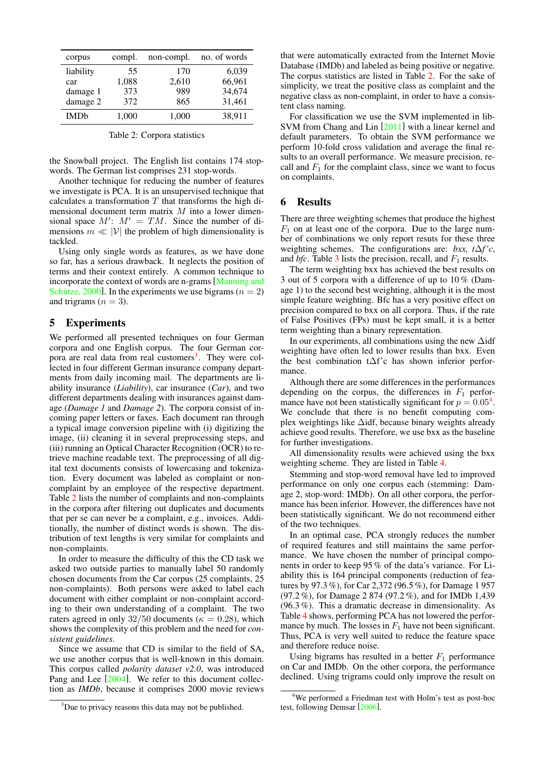| corpus | compl. | non-compl. | no. of words |
|---|---|---|---|
| liability | 55 | 170 | 6,039 |
| car | 1,088 | 2,610 | 66,961 |
| damage 1 | 373 | 989 | 34,674 |
| damage 2 | 372 | 865 | 31,461 |
| IMDb | 1,000 | 1,000 | 38,911 |

Table 2: Corpora statistics

the Snowball project. The English list contains 174 stop-words. The German list comprises 231 stop-words.

Another technique for reducing the number of features we investigate is PCA. It is an unsupervised technique that calculates a transformation $T$ that transforms the high dimensional document term matrix $M$ into a lower dimensional space $M'$: $M' = TM$. Since the number of dimensions $m \ll |\mathcal{V}|$ the problem of high dimensionality is tackled.

Using only single words as features, as we have done so far, has a serious drawback. It neglects the position of terms and their context entirely. A common technique to incorporate the context of words are n-grams [Manning and Schütze, 2000]. In the experiments we use bigrams ($n = 2$) and trigrams ($n = 3$).

## 5 Experiments

We performed all presented techniques on four German corpora and one English corpus. The four German corpora are real data from real customers[3]. They were collected in four different German insurance company departments from daily incoming mail. The departments are liability insurance (*Liability*), car insurance (*Car*), and two different departments dealing with insurances against damage (*Damage 1* and *Damage 2*). The corpora consist of incoming paper letters or faxes. Each document ran through a typical image conversion pipeline with (i) digitizing the image, (ii) cleaning it in several preprocessing steps, and (iii) running an Optical Character Recognition (OCR) to retrieve machine readable text. The preprocessing of all digital text documents consists of lowercasing and tokenization. Every document was labeled as complaint or non-complaint by an employee of the respective department. Table 2 lists the number of complaints and non-complaints in the corpora after filtering out duplicates and documents that per se can never be a complaint, e.g., invoices. Additionally, the number of distinct words is shown. The distribution of text lengths is very similar for complaints and non-complaints.

In order to measure the difficulty of this the CD task we asked two outside parties to manually label 50 randomly chosen documents from the Car corpus (25 complaints, 25 non-complaints). Both persons were asked to label each document with either complaint or non-complaint according to their own understanding of a complaint. The two raters agreed in only 32/50 documents ($\kappa = 0.28$), which shows the complexity of this problem and the need for *consistent guidelines*.

Since we assume that CD is similar to the field of SA, we use another corpus that is well-known in this domain. This corpus called *polarity dataset v2.0*, was introduced Pang and Lee [2004]. We refer to this document collection as *IMDb*, because it comprises 2000 movie reviews that were automatically extracted from the Internet Movie Database (IMDb) and labeled as being positive or negative. The corpus statistics are listed in Table 2. For the sake of simplicity, we treat the positive class as complaint and the negative class as non-complaint, in order to have a consistent class naming.

For classification we use the SVM implemented in libSVM from Chang and Lin [2011] with a linear kernel and default parameters. To obtain the SVM performance we perform 10-fold cross validation and average the final results to an overall performance. We measure precision, recall and $F_1$ for the complaint class, since we want to focus on complaints.

## 6 Results

There are three weighting schemes that produce the highest $F_1$ on at least one of the corpora. Due to the large number of combinations we only report resuts for these three weighting schemes. The configurations are: *bxx*, *t*$\Delta$*f'c*, and *bfc*. Table 3 lists the precision, recall, and $F_1$ results.

The term weighting bxx has achieved the best results on 3 out of 5 corpora with a difference of up to 10 % (Damage 1) to the second best weighting, although it is the most simple feature weighting. Bfc has a very positive effect on precision compared to bxx on all corpora. Thus, if the rate of False Positives (FPs) must be kept small, it is a better term weighting than a binary representation.

In our experiments, all combinations using the new $\Delta$idf weighting have often led to lower results than bxx. Even the best combination t$\Delta$f'c has shown inferior performance.

Although there are some differences in the performances depending on the corpus, the differences in $F_1$ performance have not been statistically significant for $p = 0.05$[4]. We conclude that there is no benefit computing complex weightings like $\Delta$idf, because binary weights already achieve good results. Therefore, we use bxx as the baseline for further investigations.

All dimensionality results were achieved using the bxx weighting scheme. They are listed in Table 4.

Stemming and stop-word removal have led to improved performance on only one corpus each (stemming: Damage 2, stop-word: IMDb). On all other corpora, the performance has been inferior. However, the differences have not been statistically significant. We do not recommend either of the two techniques.

In an optimal case, PCA strongly reduces the number of required features and still maintains the same performance. We have chosen the number of principal components in order to keep 95 % of the data's variance. For Liability this is 164 principal components (reduction of features by 97.3 %), for Car 2,372 (96.5 %), for Damage 1 957 (97.2 %), for Damage 2 874 (97.2 %), and for IMDb 1,439 (96.3 %). This a dramatic decrease in dimensionality. As Table 4 shows, performing PCA has not lowered the performance by much. The losses in $F_1$ have not been significant. Thus, PCA is very well suited to reduce the feature space and therefore reduce noise.

Using bigrams has resulted in a better $F_1$ performance on Car and IMDb. On the other corpora, the performance declined. Using trigrams could only improve the result on

[3] Due to privacy reasons this data may not be published.

[4] We performed a Friedman test with Holm's test as post-hoc test, following Demsar [2006].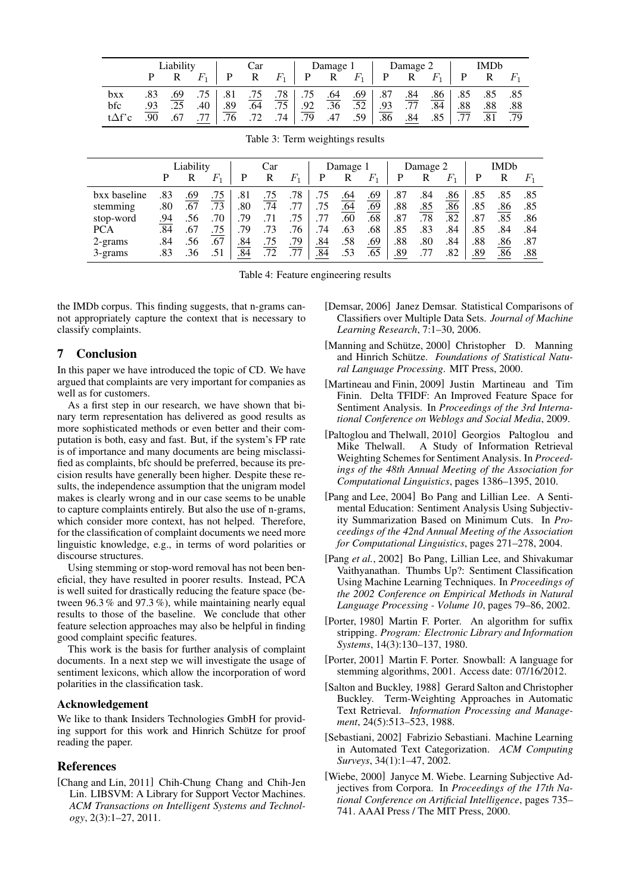| | Liability | | | Car | | | Damage 1 | | | Damage 2 | | | IMDb | | |
|---|---|---|---|---|---|---|---|---|---|---|---|---|---|---|---|
| | P | R | $F_1$ | P | R | $F_1$ | P | R | $F_1$ | P | R | $F_1$ | P | R | $F_1$ |
| bxx | .83 | .69 | .75 | .81 | .75 | .78 | .75 | .64 | .69 | .87 | .84 | .86 | .85 | .85 | .85 |
| bfc | .93 | .25 | .40 | .89 | .64 | .75 | .92 | .36 | .52 | .93 | .77 | .84 | .88 | .88 | .88 |
| t∆f'c | .90 | .67 | .77 | .76 | .72 | .74 | .79 | .47 | .59 | .86 | .84 | .85 | .77 | .81 | .79 |

Table 3: Term weightings results

| | Liability | | | Car | | | Damage 1 | | | Damage 2 | | | IMDb | | |
|---|---|---|---|---|---|---|---|---|---|---|---|---|---|---|---|
| | P | R | $F_1$ | P | R | $F_1$ | P | R | $F_1$ | P | R | $F_1$ | P | R | $F_1$ |
| bxx baseline | .83 | .69 | .75 | .81 | .75 | .78 | .75 | .64 | .69 | .87 | .84 | .86 | .85 | .85 | .85 |
| stemming | .80 | .67 | .73 | .80 | .74 | .77 | .75 | .64 | .69 | .88 | .85 | .86 | .85 | .86 | .85 |
| stop-word | .94 | .56 | .70 | .79 | .71 | .75 | .77 | .60 | .68 | .87 | .78 | .82 | .87 | .85 | .86 |
| PCA | .84 | .67 | .75 | .79 | .73 | .76 | .74 | .63 | .68 | .85 | .83 | .84 | .85 | .84 | .84 |
| 2-grams | .84 | .56 | .67 | .84 | .75 | .79 | .84 | .58 | .69 | .88 | .80 | .84 | .88 | .86 | .87 |
| 3-grams | .83 | .36 | .51 | .84 | .72 | .77 | .84 | .53 | .65 | .89 | .77 | .82 | .89 | .86 | .88 |

Table 4: Feature engineering results

the IMDb corpus. This finding suggests, that n-grams cannot appropriately capture the context that is necessary to classify complaints.

## 7 Conclusion

In this paper we have introduced the topic of CD. We have argued that complaints are very important for companies as well as for customers.

As a first step in our research, we have shown that binary term representation has delivered as good results as more sophisticated methods or even better and their computation is both, easy and fast. But, if the system's FP rate is of importance and many documents are being misclassified as complaints, bfc should be preferred, because its precision results have generally been higher. Despite these results, the independence assumption that the unigram model makes is clearly wrong and in our case seems to be unable to capture complaints entirely. But also the use of n-grams, which consider more context, has not helped. Therefore, for the classification of complaint documents we need more linguistic knowledge, e.g., in terms of word polarities or discourse structures.

Using stemming or stop-word removal has not been beneficial, they have resulted in poorer results. Instead, PCA is well suited for drastically reducing the feature space (between 96.3 % and 97.3 %), while maintaining nearly equal results to those of the baseline. We conclude that other feature selection approaches may also be helpful in finding good complaint specific features.

This work is the basis for further analysis of complaint documents. In a next step we will investigate the usage of sentiment lexicons, which allow the incorporation of word polarities in the classification task.

### Acknowledgement

We like to thank Insiders Technologies GmbH for providing support for this work and Hinrich Schütze for proof reading the paper.

## References

[Chang and Lin, 2011] Chih-Chung Chang and Chih-Jen Lin. LIBSVM: A Library for Support Vector Machines. *ACM Transactions on Intelligent Systems and Technology*, 2(3):1–27, 2011.

[Demsar, 2006] Janez Demsar. Statistical Comparisons of Classifiers over Multiple Data Sets. *Journal of Machine Learning Research*, 7:1–30, 2006.

[Manning and Schütze, 2000] Christopher D. Manning and Hinrich Schütze. *Foundations of Statistical Natural Language Processing*. MIT Press, 2000.

[Martineau and Finin, 2009] Justin Martineau and Tim Finin. Delta TFIDF: An Improved Feature Space for Sentiment Analysis. In *Proceedings of the 3rd International Conference on Weblogs and Social Media*, 2009.

[Paltoglou and Thelwall, 2010] Georgios Paltoglou and Mike Thelwall. A Study of Information Retrieval Weighting Schemes for Sentiment Analysis. In *Proceedings of the 48th Annual Meeting of the Association for Computational Linguistics*, pages 1386–1395, 2010.

[Pang and Lee, 2004] Bo Pang and Lillian Lee. A Sentimental Education: Sentiment Analysis Using Subjectivity Summarization Based on Minimum Cuts. In *Proceedings of the 42nd Annual Meeting of the Association for Computational Linguistics*, pages 271–278, 2004.

[Pang *et al.*, 2002] Bo Pang, Lillian Lee, and Shivakumar Vaithyanathan. Thumbs Up?: Sentiment Classification Using Machine Learning Techniques. In *Proceedings of the 2002 Conference on Empirical Methods in Natural Language Processing - Volume 10*, pages 79–86, 2002.

[Porter, 1980] Martin F. Porter. An algorithm for suffix stripping. *Program: Electronic Library and Information Systems*, 14(3):130–137, 1980.

[Porter, 2001] Martin F. Porter. Snowball: A language for stemming algorithms, 2001. Access date: 07/16/2012.

[Salton and Buckley, 1988] Gerard Salton and Christopher Buckley. Term-Weighting Approaches in Automatic Text Retrieval. *Information Processing and Management*, 24(5):513–523, 1988.

[Sebastiani, 2002] Fabrizio Sebastiani. Machine Learning in Automated Text Categorization. *ACM Computing Surveys*, 34(1):1–47, 2002.

[Wiebe, 2000] Janyce M. Wiebe. Learning Subjective Adjectives from Corpora. In *Proceedings of the 17th National Conference on Artificial Intelligence*, pages 735–741. AAAI Press / The MIT Press, 2000.